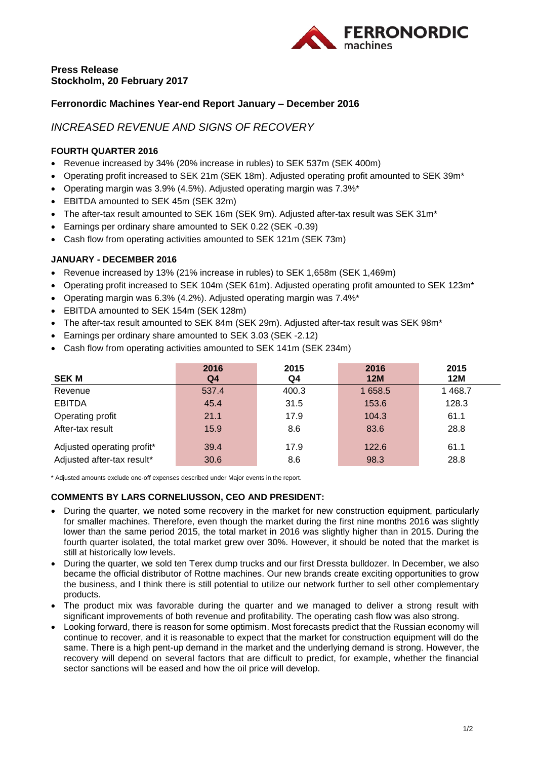**Press Release**
**Stockholm, 20 February 2017**

## Ferronordic Machines Year-end Report January – December 2016

*INCREASED REVENUE AND SIGNS OF RECOVERY*

### FOURTH QUARTER 2016

- Revenue increased by 34% (20% increase in rubles) to SEK 537m (SEK 400m)
- Operating profit increased to SEK 21m (SEK 18m). Adjusted operating profit amounted to SEK 39m*
- Operating margin was 3.9% (4.5%). Adjusted operating margin was 7.3%*
- EBITDA amounted to SEK 45m (SEK 32m)
- The after-tax result amounted to SEK 16m (SEK 9m). Adjusted after-tax result was SEK 31m*
- Earnings per ordinary share amounted to SEK 0.22 (SEK -0.39)
- Cash flow from operating activities amounted to SEK 121m (SEK 73m)

### JANUARY - DECEMBER 2016

- Revenue increased by 13% (21% increase in rubles) to SEK 1,658m (SEK 1,469m)
- Operating profit increased to SEK 104m (SEK 61m). Adjusted operating profit amounted to SEK 123m*
- Operating margin was 6.3% (4.2%). Adjusted operating margin was 7.4%*
- EBITDA amounted to SEK 154m (SEK 128m)
- The after-tax result amounted to SEK 84m (SEK 29m). Adjusted after-tax result was SEK 98m*
- Earnings per ordinary share amounted to SEK 3.03 (SEK -2.12)
- Cash flow from operating activities amounted to SEK 141m (SEK 234m)

| SEK M | 2016 Q4 | 2015 Q4 | 2016 12M | 2015 12M |
|---|---|---|---|---|
| Revenue | 537.4 | 400.3 | 1 658.5 | 1 468.7 |
| EBITDA | 45.4 | 31.5 | 153.6 | 128.3 |
| Operating profit | 21.1 | 17.9 | 104.3 | 61.1 |
| After-tax result | 15.9 | 8.6 | 83.6 | 28.8 |
| Adjusted operating profit* | 39.4 | 17.9 | 122.6 | 61.1 |
| Adjusted after-tax result* | 30.6 | 8.6 | 98.3 | 28.8 |

\* Adjusted amounts exclude one-off expenses described under Major events in the report.

### COMMENTS BY LARS CORNELIUSSON, CEO AND PRESIDENT:

- During the quarter, we noted some recovery in the market for new construction equipment, particularly for smaller machines. Therefore, even though the market during the first nine months 2016 was slightly lower than the same period 2015, the total market in 2016 was slightly higher than in 2015. During the fourth quarter isolated, the total market grew over 30%. However, it should be noted that the market is still at historically low levels.
- During the quarter, we sold ten Terex dump trucks and our first Dressta bulldozer. In December, we also became the official distributor of Rottne machines. Our new brands create exciting opportunities to grow the business, and I think there is still potential to utilize our network further to sell other complementary products.
- The product mix was favorable during the quarter and we managed to deliver a strong result with significant improvements of both revenue and profitability. The operating cash flow was also strong.
- Looking forward, there is reason for some optimism. Most forecasts predict that the Russian economy will continue to recover, and it is reasonable to expect that the market for construction equipment will do the same. There is a high pent-up demand in the market and the underlying demand is strong. However, the recovery will depend on several factors that are difficult to predict, for example, whether the financial sector sanctions will be eased and how the oil price will develop.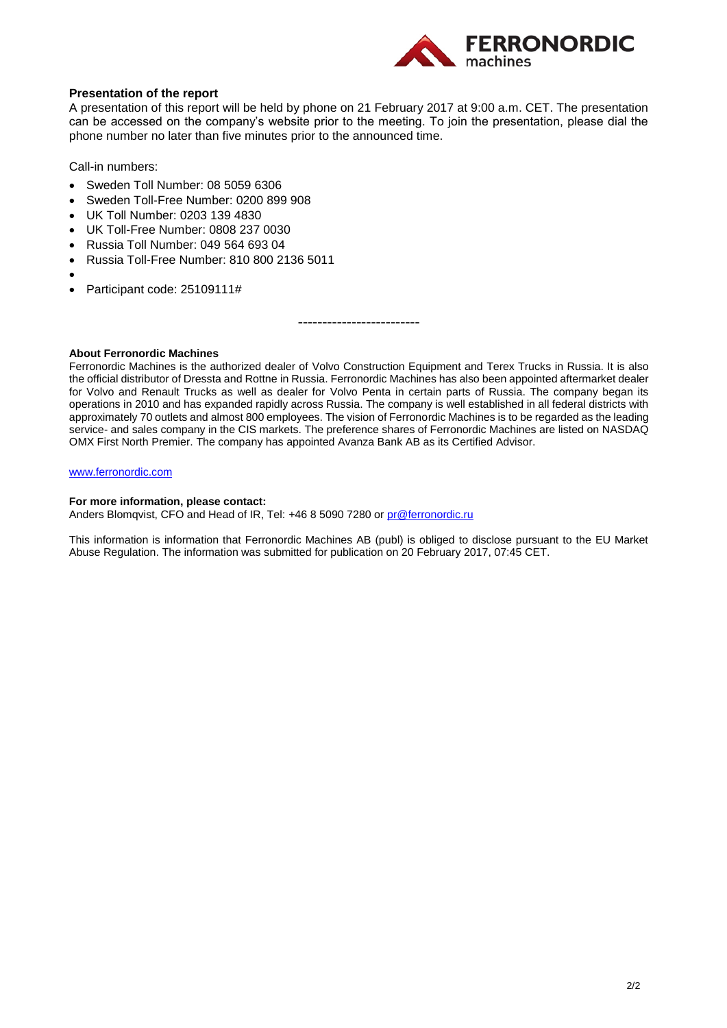**Presentation of the report**

A presentation of this report will be held by phone on 21 February 2017 at 9:00 a.m. CET. The presentation can be accessed on the company's website prior to the meeting. To join the presentation, please dial the phone number no later than five minutes prior to the announced time.

Call-in numbers:

- Sweden Toll Number: 08 5059 6306
- Sweden Toll-Free Number: 0200 899 908
- UK Toll Number: 0203 139 4830
- UK Toll-Free Number: 0808 237 0030
- Russia Toll Number: 049 564 693 04
- Russia Toll-Free Number: 810 800 2136 5011
- 
- Participant code: 25109111#

-------------------------

**About Ferronordic Machines**

Ferronordic Machines is the authorized dealer of Volvo Construction Equipment and Terex Trucks in Russia. It is also the official distributor of Dressta and Rottne in Russia. Ferronordic Machines has also been appointed aftermarket dealer for Volvo and Renault Trucks as well as dealer for Volvo Penta in certain parts of Russia. The company began its operations in 2010 and has expanded rapidly across Russia. The company is well established in all federal districts with approximately 70 outlets and almost 800 employees. The vision of Ferronordic Machines is to be regarded as the leading service- and sales company in the CIS markets. The preference shares of Ferronordic Machines are listed on NASDAQ OMX First North Premier. The company has appointed Avanza Bank AB as its Certified Advisor.

www.ferronordic.com

**For more information, please contact:**

Anders Blomqvist, CFO and Head of IR, Tel: +46 8 5090 7280 or pr@ferronordic.ru

This information is information that Ferronordic Machines AB (publ) is obliged to disclose pursuant to the EU Market Abuse Regulation. The information was submitted for publication on 20 February 2017, 07:45 CET.